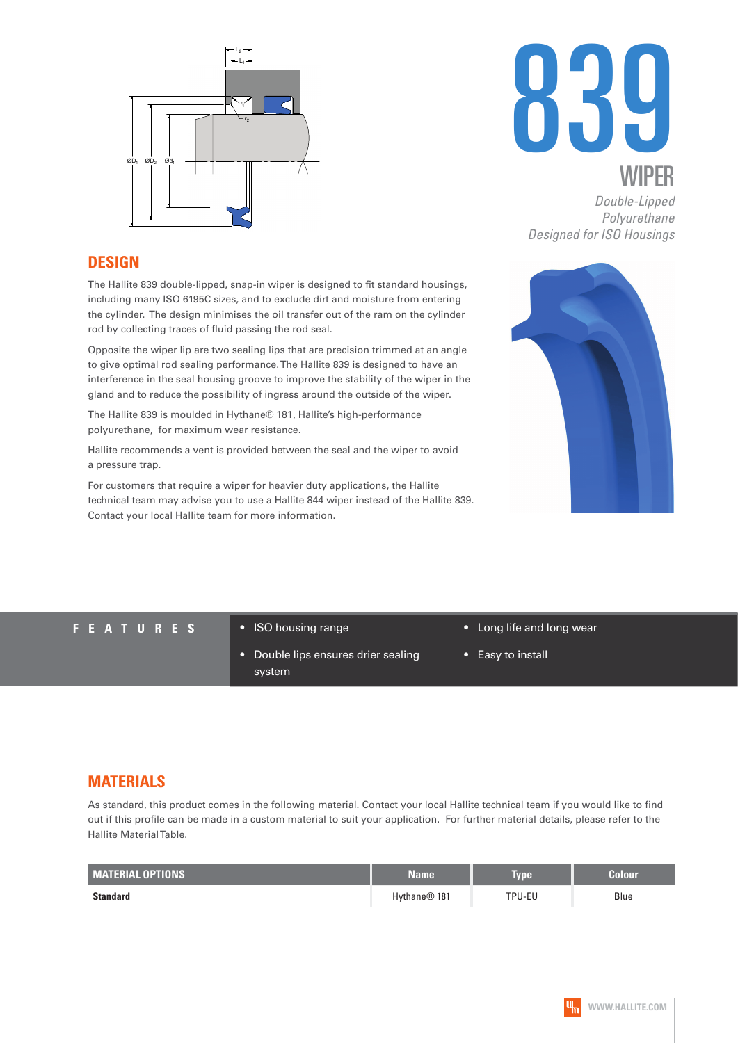# 839

## WIPER

*Double-Lipped Polyurethane*
*Designed for ISO Housings*

## DESIGN

The Hallite 839 double-lipped, snap-in wiper is designed to fit standard housings, including many ISO 6195C sizes, and to exclude dirt and moisture from entering the cylinder. The design minimises the oil transfer out of the ram on the cylinder rod by collecting traces of fluid passing the rod seal.

Opposite the wiper lip are two sealing lips that are precision trimmed at an angle to give optimal rod sealing performance. The Hallite 839 is designed to have an interference in the seal housing groove to improve the stability of the wiper in the gland and to reduce the possibility of ingress around the outside of the wiper.

The Hallite 839 is moulded in Hythane® 181, Hallite's high-performance polyurethane, for maximum wear resistance.

Hallite recommends a vent is provided between the seal and the wiper to avoid a pressure trap.

For customers that require a wiper for heavier duty applications, the Hallite technical team may advise you to use a Hallite 844 wiper instead of the Hallite 839. Contact your local Hallite team for more information.

## FEATURES

- ISO housing range
- Double lips ensures drier sealing system
- Long life and long wear
- Easy to install

## MATERIALS

As standard, this product comes in the following material. Contact your local Hallite technical team if you would like to find out if this profile can be made in a custom material to suit your application. For further material details, please refer to the Hallite Material Table.

| MATERIAL OPTIONS | Name | Type | Colour |
|---|---|---|---|
| **Standard** | Hythane® 181 | TPU-EU | Blue |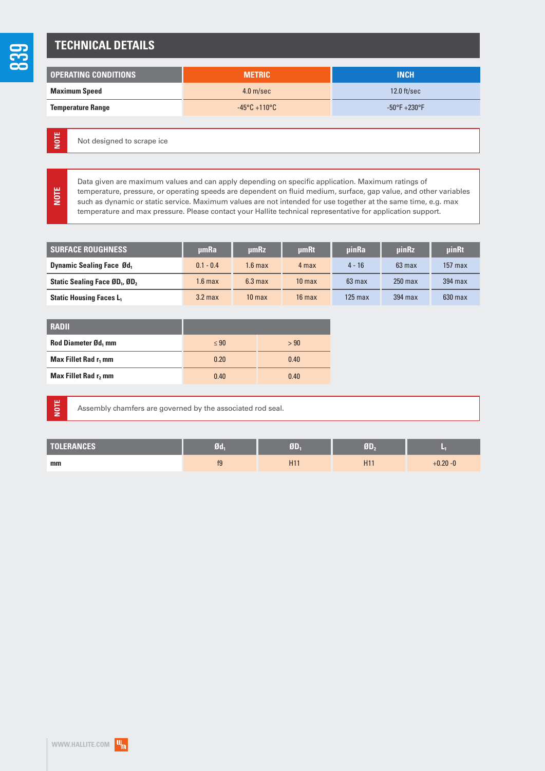# TECHNICAL DETAILS

| OPERATING CONDITIONS | METRIC | INCH |
|---|---|---|
| Maximum Speed | 4.0 m/sec | 12.0 ft/sec |
| Temperature Range | -45°C +110°C | -50°F +230°F |

**NOTE** Not designed to scrape ice

**NOTE** Data given are maximum values and can apply depending on specific application. Maximum ratings of temperature, pressure, or operating speeds are dependent on fluid medium, surface, gap value, and other variables such as dynamic or static service. Maximum values are not intended for use together at the same time, e.g. max temperature and max pressure. Please contact your Hallite technical representative for application support.

| SURFACE ROUGHNESS | µmRa | µmRz | µmRt | µinRa | µinRz | µinRt |
|---|---|---|---|---|---|---|
| Dynamic Sealing Face $Ød_1$ | 0.1 - 0.4 | 1.6 max | 4 max | 4 - 16 | 63 max | 157 max |
| Static Sealing Face $ØD_1$, $ØD_2$ | 1.6 max | 6.3 max | 10 max | 63 max | 250 max | 394 max |
| Static Housing Faces $L_1$ | 3.2 max | 10 max | 16 max | 125 max | 394 max | 630 max |

| RADII | | |
|---|---|---|
| Rod Diameter $Ød_1$ mm | ≤ 90 | > 90 |
| Max Fillet Rad $r_1$ mm | 0.20 | 0.40 |
| Max Fillet Rad $r_2$ mm | 0.40 | 0.40 |

**NOTE** Assembly chamfers are governed by the associated rod seal.

| TOLERANCES | $Ød_1$ | $ØD_1$ | $ØD_2$ | $L_1$ |
|---|---|---|---|---|
| mm | f9 | H11 | H11 | +0.20 -0 |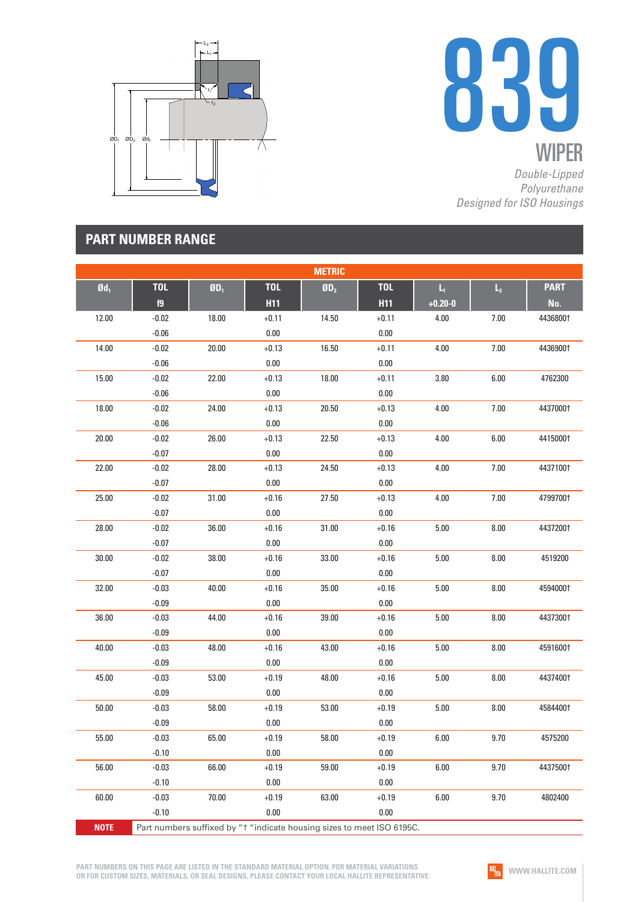# 839

## WIPER

*Double-Lipped Polyurethane Designed for ISO Housings*

## PART NUMBER RANGE

| METRIC | | | | | | | | |
|---|---|---|---|---|---|---|---|---|
| $Ød_1$ | TOL f9 | $ØD_1$ | TOL H11 | $ØD_2$ | TOL H11 | $L_1$ +0.20-0 | $L_2$ | PART No. |
| 12.00 | -0.02 -0.06 | 18.00 | +0.11 0.00 | 14.50 | +0.11 0.00 | 4.00 | 7.00 | 4436800† |
| 14.00 | -0.02 -0.06 | 20.00 | +0.13 0.00 | 16.50 | +0.11 0.00 | 4.00 | 7.00 | 4436900† |
| 15.00 | -0.02 -0.06 | 22.00 | +0.13 0.00 | 18.00 | +0.11 0.00 | 3.80 | 6.00 | 4762300 |
| 18.00 | -0.02 -0.06 | 24.00 | +0.13 0.00 | 20.50 | +0.13 0.00 | 4.00 | 7.00 | 4437000† |
| 20.00 | -0.02 -0.07 | 26.00 | +0.13 0.00 | 22.50 | +0.13 0.00 | 4.00 | 6.00 | 4415000† |
| 22.00 | -0.02 -0.07 | 28.00 | +0.13 0.00 | 24.50 | +0.13 0.00 | 4.00 | 7.00 | 4437100† |
| 25.00 | -0.02 -0.07 | 31.00 | +0.16 0.00 | 27.50 | +0.13 0.00 | 4.00 | 7.00 | 4799700† |
| 28.00 | -0.02 -0.07 | 36.00 | +0.16 0.00 | 31.00 | +0.16 0.00 | 5.00 | 8.00 | 4437200† |
| 30.00 | -0.02 -0.07 | 38.00 | +0.16 0.00 | 33.00 | +0.16 0.00 | 5.00 | 8.00 | 4519200 |
| 32.00 | -0.03 -0.09 | 40.00 | +0.16 0.00 | 35.00 | +0.16 0.00 | 5.00 | 8.00 | 4594000† |
| 36.00 | -0.03 -0.09 | 44.00 | +0.16 0.00 | 39.00 | +0.16 0.00 | 5.00 | 8.00 | 4437300† |
| 40.00 | -0.03 -0.09 | 48.00 | +0.16 0.00 | 43.00 | +0.16 0.00 | 5.00 | 8.00 | 4591600† |
| 45.00 | -0.03 -0.09 | 53.00 | +0.19 0.00 | 48.00 | +0.16 0.00 | 5.00 | 8.00 | 4437400† |
| 50.00 | -0.03 -0.09 | 58.00 | +0.19 0.00 | 53.00 | +0.19 0.00 | 5.00 | 8.00 | 4584400† |
| 55.00 | -0.03 -0.10 | 65.00 | +0.19 0.00 | 58.00 | +0.19 0.00 | 6.00 | 9.70 | 4575200 |
| 56.00 | -0.03 -0.10 | 66.00 | +0.19 0.00 | 59.00 | +0.19 0.00 | 6.00 | 9.70 | 4437500† |
| 60.00 | -0.03 -0.10 | 70.00 | +0.19 0.00 | 63.00 | +0.19 0.00 | 6.00 | 9.70 | 4802400 |

**NOTE** Part numbers suffixed by "† "indicate housing sizes to meet ISO 6195C.

PART NUMBERS ON THIS PAGE ARE LISTED IN THE STANDARD MATERIAL OPTION. FOR MATERIAL VARIATIONS OR FOR CUSTOM SIZES, MATERIALS, OR SEAL DESIGNS, PLEASE CONTACT YOUR LOCAL HALLITE REPRESENTATIVE.

WWW.HALLITE.COM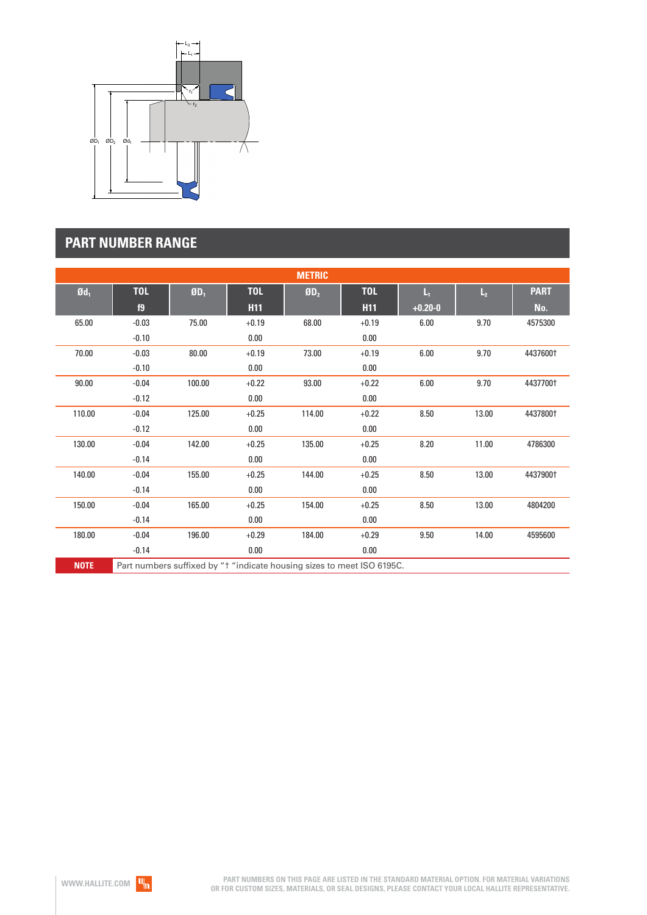ØD$_1$ ØD$_2$ Ød$_1$ L$_2$ L$_1$ r$_1$ r$_2$

## PART NUMBER RANGE

| METRIC | | | | | | | | |
|---|---|---|---|---|---|---|---|---|
| Ød$_1$ | TOL f9 | ØD$_1$ | TOL H11 | ØD$_2$ | TOL H11 | L$_1$ +0.20-0 | L$_2$ | PART No. |
| 65.00 | -0.03<br>-0.10 | 75.00 | +0.19<br>0.00 | 68.00 | +0.19<br>0.00 | 6.00 | 9.70 | 4575300 |
| 70.00 | -0.03<br>-0.10 | 80.00 | +0.19<br>0.00 | 73.00 | +0.19<br>0.00 | 6.00 | 9.70 | 4437600† |
| 90.00 | -0.04<br>-0.12 | 100.00 | +0.22<br>0.00 | 93.00 | +0.22<br>0.00 | 6.00 | 9.70 | 4437700† |
| 110.00 | -0.04<br>-0.12 | 125.00 | +0.25<br>0.00 | 114.00 | +0.22<br>0.00 | 8.50 | 13.00 | 4437800† |
| 130.00 | -0.04<br>-0.14 | 142.00 | +0.25<br>0.00 | 135.00 | +0.25<br>0.00 | 8.20 | 11.00 | 4786300 |
| 140.00 | -0.04<br>-0.14 | 155.00 | +0.25<br>0.00 | 144.00 | +0.25<br>0.00 | 8.50 | 13.00 | 4437900† |
| 150.00 | -0.04<br>-0.14 | 165.00 | +0.25<br>0.00 | 154.00 | +0.25<br>0.00 | 8.50 | 13.00 | 4804200 |
| 180.00 | -0.04<br>-0.14 | 196.00 | +0.29<br>0.00 | 184.00 | +0.29<br>0.00 | 9.50 | 14.00 | 4595600 |

**NOTE** Part numbers suffixed by "† "indicate housing sizes to meet ISO 6195C.

WWW.HALLITE.COM

PART NUMBERS ON THIS PAGE ARE LISTED IN THE STANDARD MATERIAL OPTION. FOR MATERIAL VARIATIONS OR FOR CUSTOM SIZES, MATERIALS, OR SEAL DESIGNS, PLEASE CONTACT YOUR LOCAL HALLITE REPRESENTATIVE.